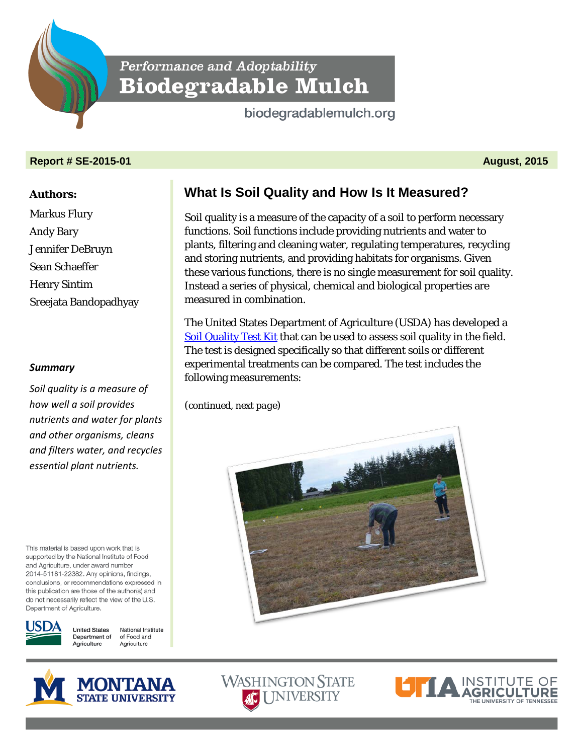Performance and Adoptability

# Biodegradable Mulch

biodegradablemulch.org

**Report # SE-2015-01** **August, 2015**

**Authors:**

Markus Flury
Andy Bary
Jennifer DeBruyn
Sean Schaeffer
Henry Sintim
Sreejata Bandopadhyay

***Summary***

*Soil quality is a measure of how well a soil provides nutrients and water for plants and other organisms, cleans and filters water, and recycles essential plant nutrients.*

This material is based upon work that is supported by the National Institute of Food and Agriculture, under award number 2014-51181-22382. Any opinions, findings, conclusions, or recommendations expressed in this publication are those of the author(s) and do not necessarily reflect the view of the U.S. Department of Agriculture.

## What Is Soil Quality and How Is It Measured?

Soil quality is a measure of the capacity of a soil to perform necessary functions. Soil functions include providing nutrients and water to plants, filtering and cleaning water, regulating temperatures, recycling and storing nutrients, and providing habitats for organisms. Given these various functions, there is no single measurement for soil quality. Instead a series of physical, chemical and biological properties are measured in combination.

The United States Department of Agriculture (USDA) has developed a Soil Quality Test Kit that can be used to assess soil quality in the field. The test is designed specifically so that different soils or different experimental treatments can be compared. The test includes the following measurements:

*(continued, next page)*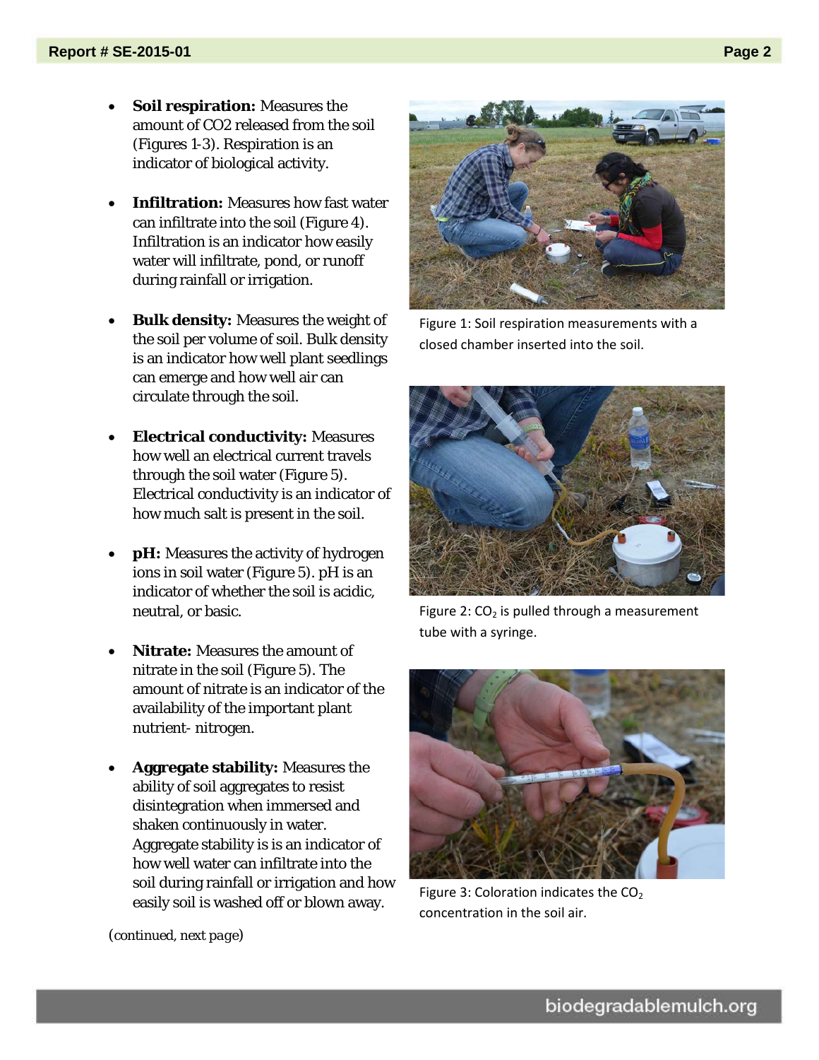- **Soil respiration:** Measures the amount of CO2 released from the soil (Figures 1-3). Respiration is an indicator of biological activity.

- **Infiltration:** Measures how fast water can infiltrate into the soil (Figure 4). Infiltration is an indicator how easily water will infiltrate, pond, or runoff during rainfall or irrigation.

- **Bulk density:** Measures the weight of the soil per volume of soil. Bulk density is an indicator how well plant seedlings can emerge and how well air can circulate through the soil.

- **Electrical conductivity:** Measures how well an electrical current travels through the soil water (Figure 5). Electrical conductivity is an indicator of how much salt is present in the soil.

- **pH:** Measures the activity of hydrogen ions in soil water (Figure 5). pH is an indicator of whether the soil is acidic, neutral, or basic.

- **Nitrate:** Measures the amount of nitrate in the soil (Figure 5). The amount of nitrate is an indicator of the availability of the important plant nutrient- nitrogen.

- **Aggregate stability:** Measures the ability of soil aggregates to resist disintegration when immersed and shaken continuously in water. Aggregate stability is is an indicator of how well water can infiltrate into the soil during rainfall or irrigation and how easily soil is washed off or blown away.

(continued, next page)

Figure 1: Soil respiration measurements with a closed chamber inserted into the soil.

Figure 2: $CO_2$ is pulled through a measurement tube with a syringe.

Figure 3: Coloration indicates the $CO_2$ concentration in the soil air.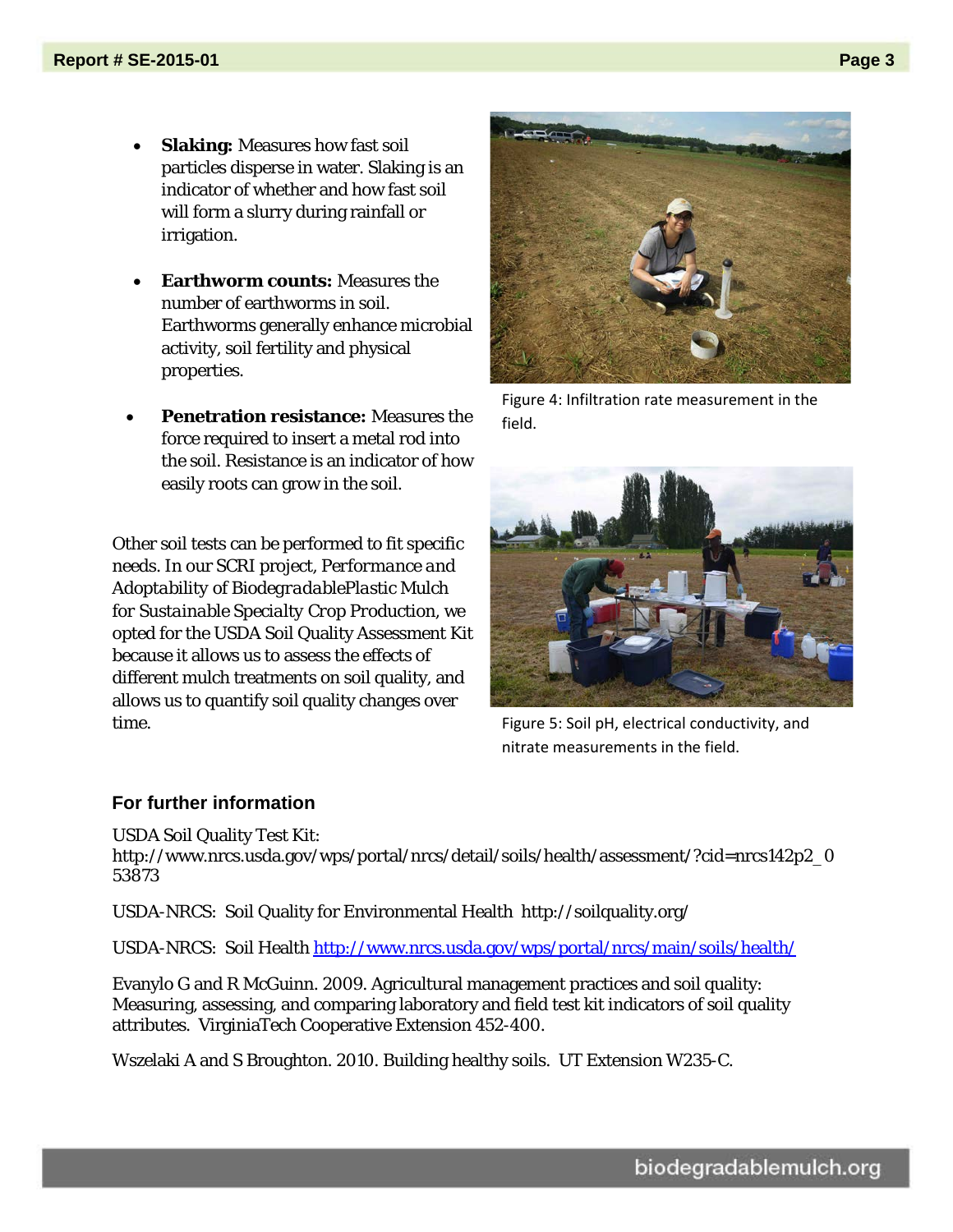- **Slaking:** Measures how fast soil particles disperse in water. Slaking is an indicator of whether and how fast soil will form a slurry during rainfall or irrigation.

- **Earthworm counts:** Measures the number of earthworms in soil. Earthworms generally enhance microbial activity, soil fertility and physical properties.

- **Penetration resistance:** Measures the force required to insert a metal rod into the soil. Resistance is an indicator of how easily roots can grow in the soil.

Other soil tests can be performed to fit specific needs. In our SCRI project, *Performance and Adoptability of BiodegradablePlastic Mulch for Sustainable Specialty Crop Production*, we opted for the USDA Soil Quality Assessment Kit because it allows us to assess the effects of different mulch treatments on soil quality, and allows us to quantify soil quality changes over time.

Figure 4: Infiltration rate measurement in the field.

Figure 5: Soil pH, electrical conductivity, and nitrate measurements in the field.

### For further information

USDA Soil Quality Test Kit: http://www.nrcs.usda.gov/wps/portal/nrcs/detail/soils/health/assessment/?cid=nrcs142p2_053873

USDA-NRCS: Soil Quality for Environmental Health http://soilquality.org/

USDA-NRCS: Soil Health http://www.nrcs.usda.gov/wps/portal/nrcs/main/soils/health/

Evanylo G and R McGuinn. 2009. Agricultural management practices and soil quality: Measuring, assessing, and comparing laboratory and field test kit indicators of soil quality attributes. VirginiaTech Cooperative Extension 452-400.

Wszelaki A and S Broughton. 2010. Building healthy soils. UT Extension W235-C.